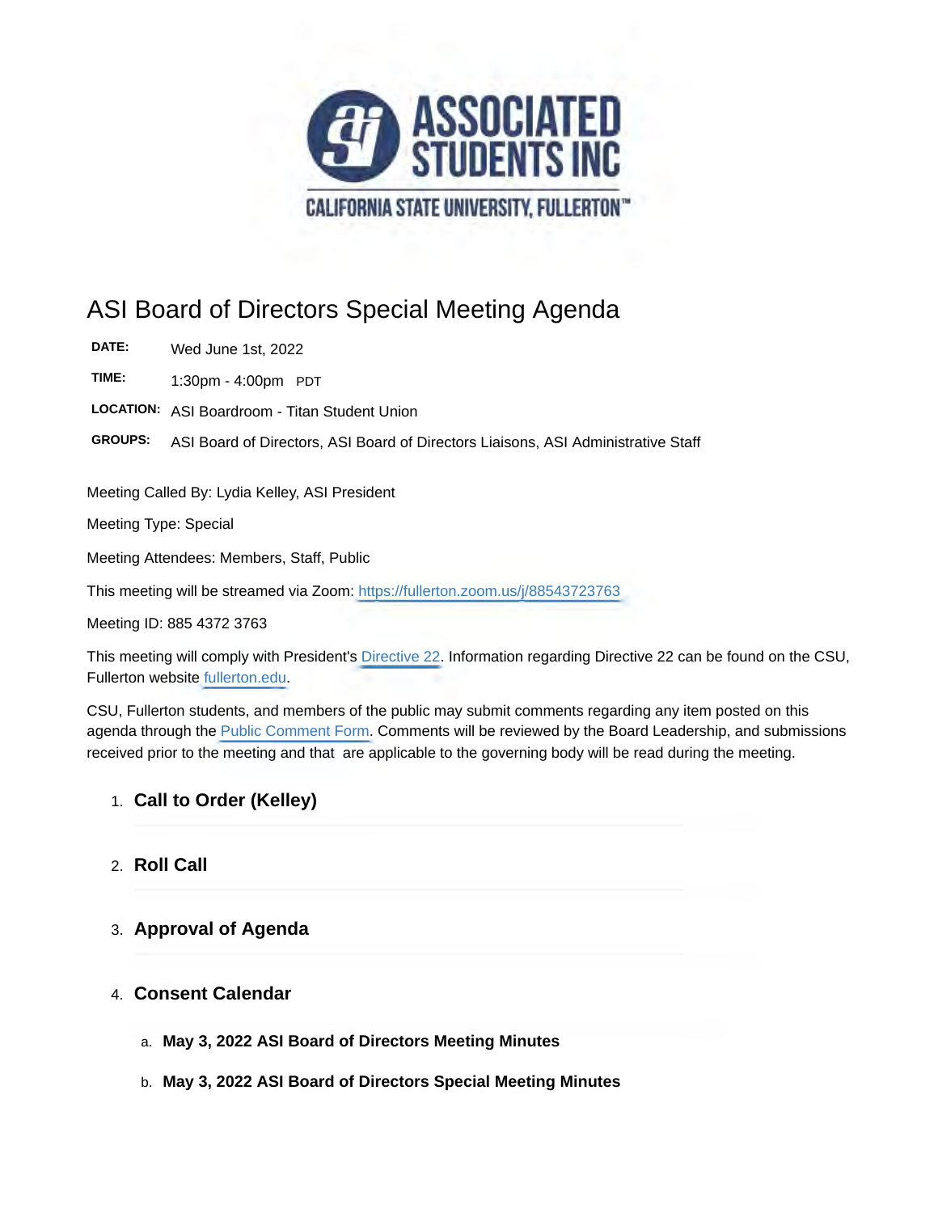# ASI Board of Directors Special Meeting Agenda

| | |
|---|---|
| **DATE:** | Wed June 1st, 2022 |
| **TIME:** | 1:30pm - 4:00pm PDT |
| **LOCATION:** | ASI Boardroom - Titan Student Union |
| **GROUPS:** | ASI Board of Directors, ASI Board of Directors Liaisons, ASI Administrative Staff |

Meeting Called By: Lydia Kelley, ASI President

Meeting Type: Special

Meeting Attendees: Members, Staff, Public

This meeting will be streamed via Zoom: https://fullerton.zoom.us/j/88543723763

Meeting ID: 885 4372 3763

This meeting will comply with President's Directive 22. Information regarding Directive 22 can be found on the CSU, Fullerton website fullerton.edu.

CSU, Fullerton students, and members of the public may submit comments regarding any item posted on this agenda through the Public Comment Form. Comments will be reviewed by the Board Leadership, and submissions received prior to the meeting and that are applicable to the governing body will be read during the meeting.

1. **Call to Order (Kelley)**

2. **Roll Call**

3. **Approval of Agenda**

4. **Consent Calendar**

   a. **May 3, 2022 ASI Board of Directors Meeting Minutes**

   b. **May 3, 2022 ASI Board of Directors Special Meeting Minutes**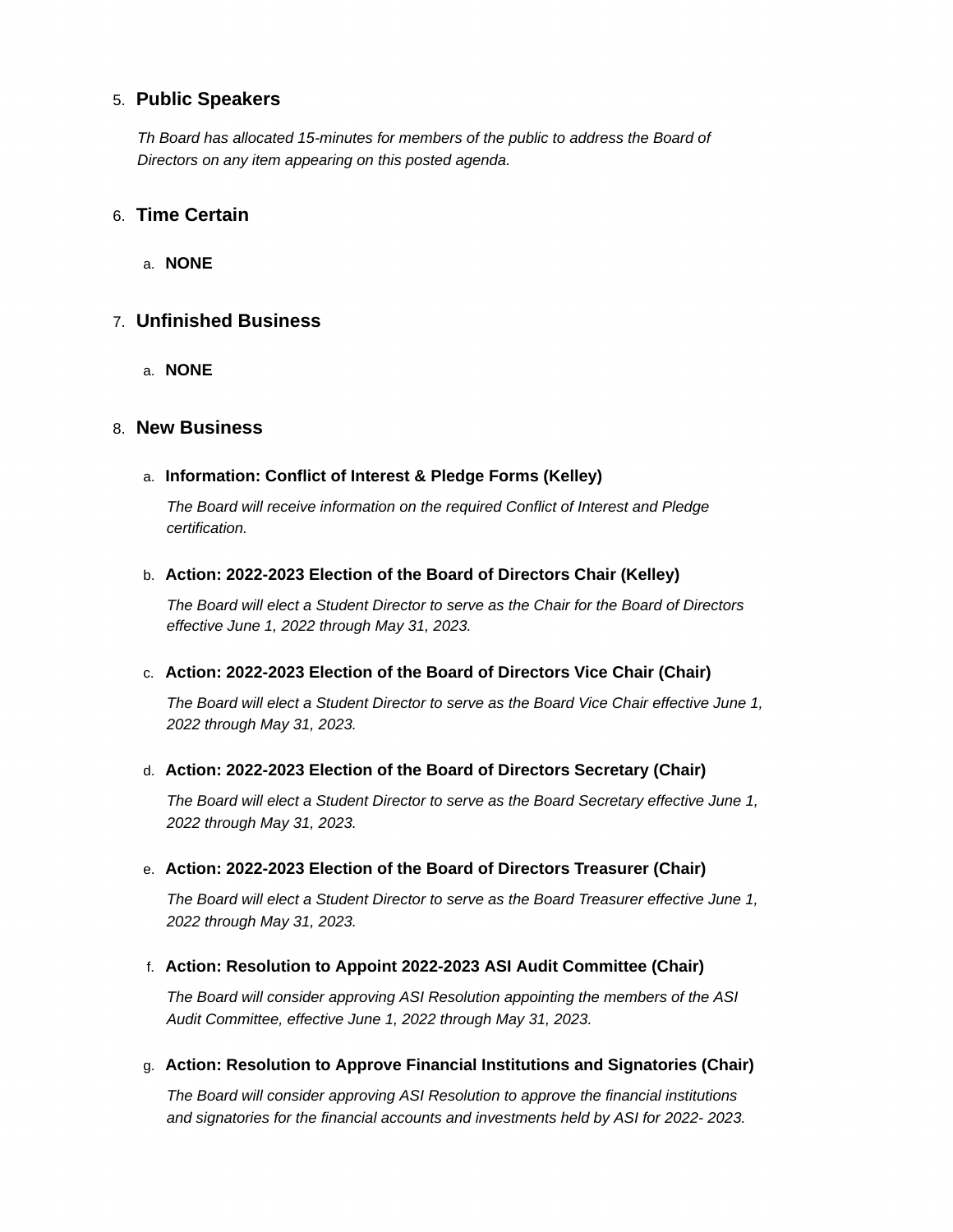5. **Public Speakers**

   *Th Board has allocated 15-minutes for members of the public to address the Board of Directors on any item appearing on this posted agenda.*

6. **Time Certain**

   a. **NONE**

7. **Unfinished Business**

   a. **NONE**

8. **New Business**

   a. **Information: Conflict of Interest & Pledge Forms (Kelley)**

      *The Board will receive information on the required Conflict of Interest and Pledge certification.*

   b. **Action: 2022-2023 Election of the Board of Directors Chair (Kelley)**

      *The Board will elect a Student Director to serve as the Chair for the Board of Directors effective June 1, 2022 through May 31, 2023.*

   c. **Action: 2022-2023 Election of the Board of Directors Vice Chair (Chair)**

      *The Board will elect a Student Director to serve as the Board Vice Chair effective June 1, 2022 through May 31, 2023.*

   d. **Action: 2022-2023 Election of the Board of Directors Secretary (Chair)**

      *The Board will elect a Student Director to serve as the Board Secretary effective June 1, 2022 through May 31, 2023.*

   e. **Action: 2022-2023 Election of the Board of Directors Treasurer (Chair)**

      *The Board will elect a Student Director to serve as the Board Treasurer effective June 1, 2022 through May 31, 2023.*

   f. **Action: Resolution to Appoint 2022-2023 ASI Audit Committee (Chair)**

      *The Board will consider approving ASI Resolution appointing the members of the ASI Audit Committee, effective June 1, 2022 through May 31, 2023.*

   g. **Action: Resolution to Approve Financial Institutions and Signatories (Chair)**

      *The Board will consider approving ASI Resolution to approve the financial institutions and signatories for the financial accounts and investments held by ASI for 2022- 2023.*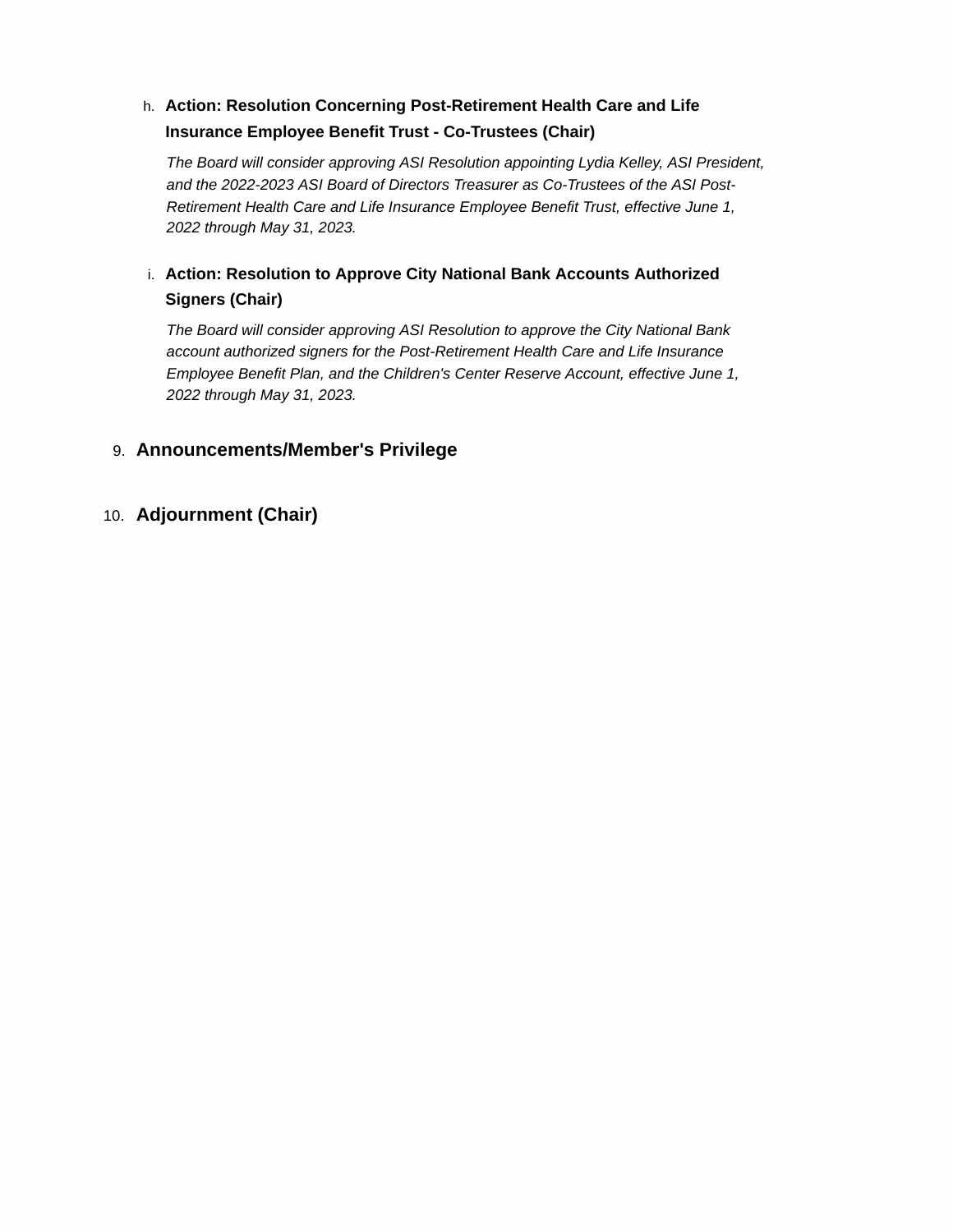h. **Action: Resolution Concerning Post-Retirement Health Care and Life Insurance Employee Benefit Trust - Co-Trustees (Chair)**

   *The Board will consider approving ASI Resolution appointing Lydia Kelley, ASI President, and the 2022-2023 ASI Board of Directors Treasurer as Co-Trustees of the ASI Post-Retirement Health Care and Life Insurance Employee Benefit Trust, effective June 1, 2022 through May 31, 2023.*

i. **Action: Resolution to Approve City National Bank Accounts Authorized Signers (Chair)**

   *The Board will consider approving ASI Resolution to approve the City National Bank account authorized signers for the Post-Retirement Health Care and Life Insurance Employee Benefit Plan, and the Children's Center Reserve Account, effective June 1, 2022 through May 31, 2023.*

9. **Announcements/Member's Privilege**

10. **Adjournment (Chair)**